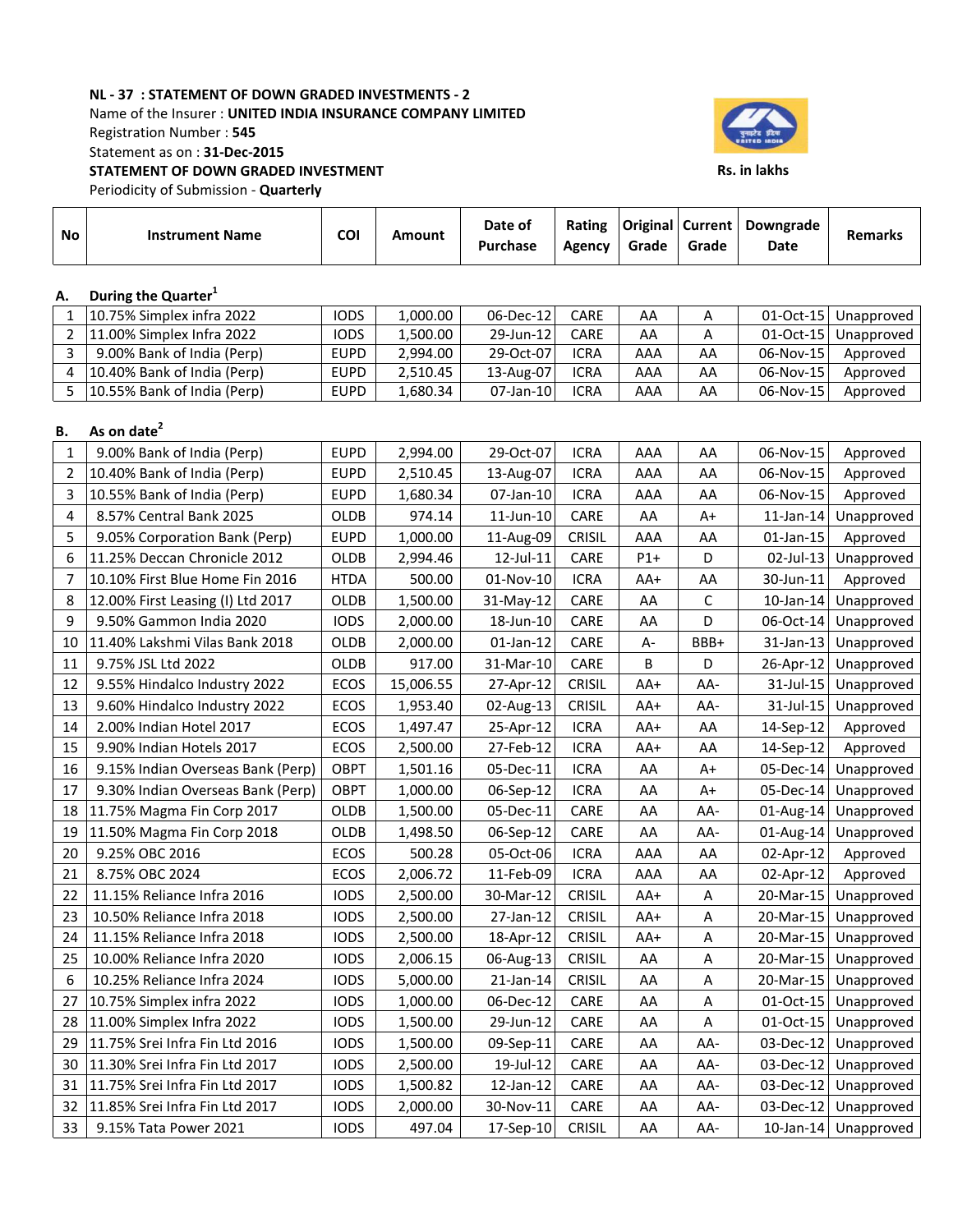**NL - 37 : STATEMENT OF DOWN GRADED INVESTMENTS - 2**

Name of the Insurer : **UNITED INDIA INSURANCE COMPANY LIMITED**

Registration Number : **545**

Statement as on : **31-Dec-2015**

**STATEMENT OF DOWN GRADED INVESTMENT**

Periodicity of Submission - **Quarterly**

**Rs. in lakhs**

| No | Instrument Name | COI | Amount | Date of Purchase | Rating Agency | Original Grade | Current Grade | Downgrade Date | Remarks |
|---|---|---|---|---|---|---|---|---|---|
| **A.** | **During the Quarter[1]** | | | | | | | | |
| 1 | 10.75% Simplex infra 2022 | IODS | 1,000.00 | 06-Dec-12 | CARE | AA | A | 01-Oct-15 | Unapproved |
| 2 | 11.00% Simplex Infra 2022 | IODS | 1,500.00 | 29-Jun-12 | CARE | AA | A | 01-Oct-15 | Unapproved |
| 3 | 9.00% Bank of India (Perp) | EUPD | 2,994.00 | 29-Oct-07 | ICRA | AAA | AA | 06-Nov-15 | Approved |
| 4 | 10.40% Bank of India (Perp) | EUPD | 2,510.45 | 13-Aug-07 | ICRA | AAA | AA | 06-Nov-15 | Approved |
| 5 | 10.55% Bank of India (Perp) | EUPD | 1,680.34 | 07-Jan-10 | ICRA | AAA | AA | 06-Nov-15 | Approved |
| **B.** | **As on date[2]** | | | | | | | | |
| 1 | 9.00% Bank of India (Perp) | EUPD | 2,994.00 | 29-Oct-07 | ICRA | AAA | AA | 06-Nov-15 | Approved |
| 2 | 10.40% Bank of India (Perp) | EUPD | 2,510.45 | 13-Aug-07 | ICRA | AAA | AA | 06-Nov-15 | Approved |
| 3 | 10.55% Bank of India (Perp) | EUPD | 1,680.34 | 07-Jan-10 | ICRA | AAA | AA | 06-Nov-15 | Approved |
| 4 | 8.57% Central Bank 2025 | OLDB | 974.14 | 11-Jun-10 | CARE | AA | A+ | 11-Jan-14 | Unapproved |
| 5 | 9.05% Corporation Bank (Perp) | EUPD | 1,000.00 | 11-Aug-09 | CRISIL | AAA | AA | 01-Jan-15 | Approved |
| 6 | 11.25% Deccan Chronicle 2012 | OLDB | 2,994.46 | 12-Jul-11 | CARE | P1+ | D | 02-Jul-13 | Unapproved |
| 7 | 10.10% First Blue Home Fin 2016 | HTDA | 500.00 | 01-Nov-10 | ICRA | AA+ | AA | 30-Jun-11 | Approved |
| 8 | 12.00% First Leasing (I) Ltd 2017 | OLDB | 1,500.00 | 31-May-12 | CARE | AA | C | 10-Jan-14 | Unapproved |
| 9 | 9.50% Gammon India 2020 | IODS | 2,000.00 | 18-Jun-10 | CARE | AA | D | 06-Oct-14 | Unapproved |
| 10 | 11.40% Lakshmi Vilas Bank 2018 | OLDB | 2,000.00 | 01-Jan-12 | CARE | A- | BBB+ | 31-Jan-13 | Unapproved |
| 11 | 9.75% JSL Ltd 2022 | OLDB | 917.00 | 31-Mar-10 | CARE | B | D | 26-Apr-12 | Unapproved |
| 12 | 9.55% Hindalco Industry 2022 | ECOS | 15,006.55 | 27-Apr-12 | CRISIL | AA+ | AA- | 31-Jul-15 | Unapproved |
| 13 | 9.60% Hindalco Industry 2022 | ECOS | 1,953.40 | 02-Aug-13 | CRISIL | AA+ | AA- | 31-Jul-15 | Unapproved |
| 14 | 2.00% Indian Hotel 2017 | ECOS | 1,497.47 | 25-Apr-12 | ICRA | AA+ | AA | 14-Sep-12 | Approved |
| 15 | 9.90% Indian Hotels 2017 | ECOS | 2,500.00 | 27-Feb-12 | ICRA | AA+ | AA | 14-Sep-12 | Approved |
| 16 | 9.15% Indian Overseas Bank (Perp) | OBPT | 1,501.16 | 05-Dec-11 | ICRA | AA | A+ | 05-Dec-14 | Unapproved |
| 17 | 9.30% Indian Overseas Bank (Perp) | OBPT | 1,000.00 | 06-Sep-12 | ICRA | AA | A+ | 05-Dec-14 | Unapproved |
| 18 | 11.75% Magma Fin Corp 2017 | OLDB | 1,500.00 | 05-Dec-11 | CARE | AA | AA- | 01-Aug-14 | Unapproved |
| 19 | 11.50% Magma Fin Corp 2018 | OLDB | 1,498.50 | 06-Sep-12 | CARE | AA | AA- | 01-Aug-14 | Unapproved |
| 20 | 9.25% OBC 2016 | ECOS | 500.28 | 05-Oct-06 | ICRA | AAA | AA | 02-Apr-12 | Approved |
| 21 | 8.75% OBC 2024 | ECOS | 2,006.72 | 11-Feb-09 | ICRA | AAA | AA | 02-Apr-12 | Approved |
| 22 | 11.15% Reliance Infra 2016 | IODS | 2,500.00 | 30-Mar-12 | CRISIL | AA+ | A | 20-Mar-15 | Unapproved |
| 23 | 10.50% Reliance Infra 2018 | IODS | 2,500.00 | 27-Jan-12 | CRISIL | AA+ | A | 20-Mar-15 | Unapproved |
| 24 | 11.15% Reliance Infra 2018 | IODS | 2,500.00 | 18-Apr-12 | CRISIL | AA+ | A | 20-Mar-15 | Unapproved |
| 25 | 10.00% Reliance Infra 2020 | IODS | 2,006.15 | 06-Aug-13 | CRISIL | AA | A | 20-Mar-15 | Unapproved |
| 6 | 10.25% Reliance Infra 2024 | IODS | 5,000.00 | 21-Jan-14 | CRISIL | AA | A | 20-Mar-15 | Unapproved |
| 27 | 10.75% Simplex infra 2022 | IODS | 1,000.00 | 06-Dec-12 | CARE | AA | A | 01-Oct-15 | Unapproved |
| 28 | 11.00% Simplex Infra 2022 | IODS | 1,500.00 | 29-Jun-12 | CARE | AA | A | 01-Oct-15 | Unapproved |
| 29 | 11.75% Srei Infra Fin Ltd 2016 | IODS | 1,500.00 | 09-Sep-11 | CARE | AA | AA- | 03-Dec-12 | Unapproved |
| 30 | 11.30% Srei Infra Fin Ltd 2017 | IODS | 2,500.00 | 19-Jul-12 | CARE | AA | AA- | 03-Dec-12 | Unapproved |
| 31 | 11.75% Srei Infra Fin Ltd 2017 | IODS | 1,500.82 | 12-Jan-12 | CARE | AA | AA- | 03-Dec-12 | Unapproved |
| 32 | 11.85% Srei Infra Fin Ltd 2017 | IODS | 2,000.00 | 30-Nov-11 | CARE | AA | AA- | 03-Dec-12 | Unapproved |
| 33 | 9.15% Tata Power 2021 | IODS | 497.04 | 17-Sep-10 | CRISIL | AA | AA- | 10-Jan-14 | Unapproved |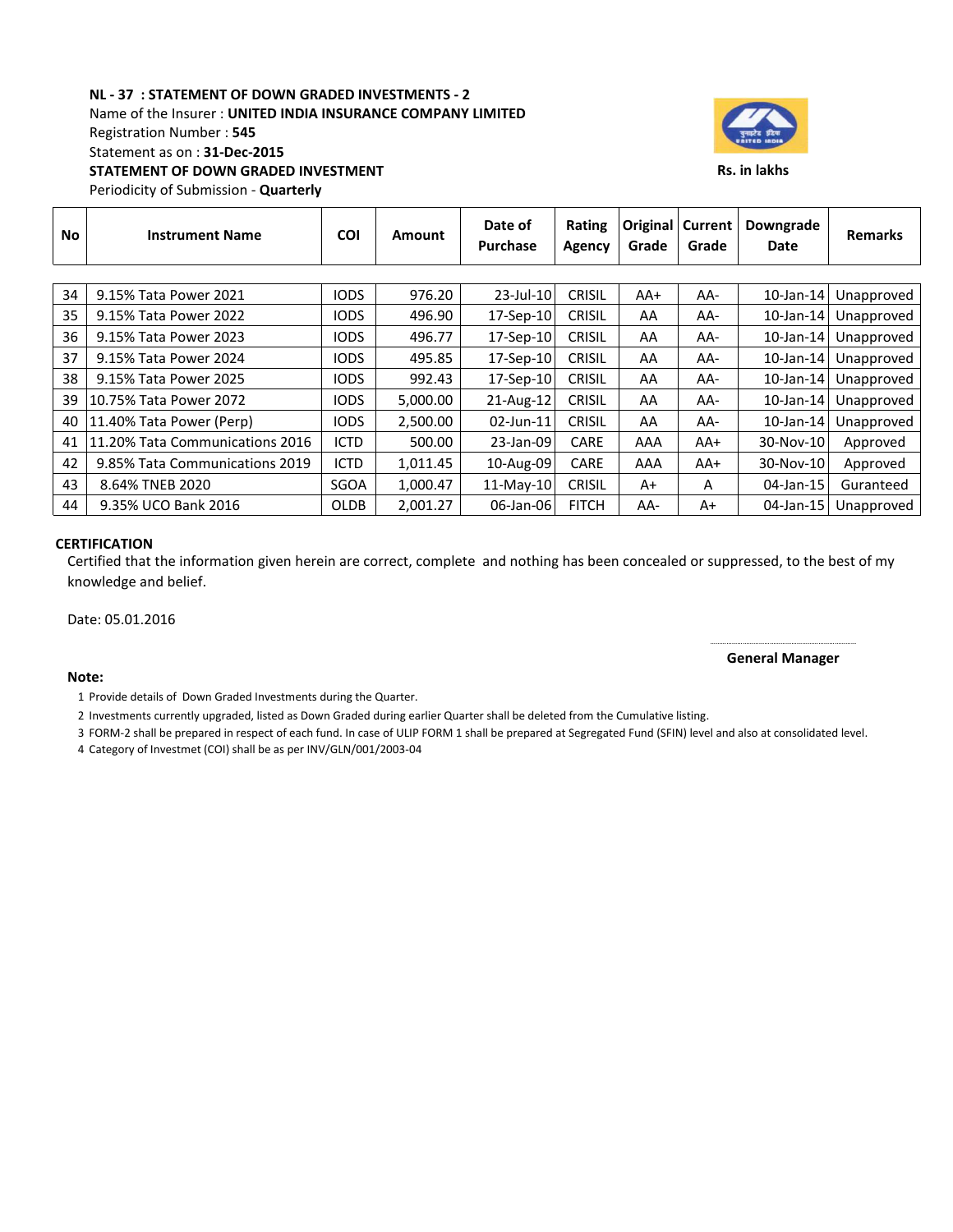**NL - 37 : STATEMENT OF DOWN GRADED INVESTMENTS - 2**

Name of the Insurer : **UNITED INDIA INSURANCE COMPANY LIMITED**

Registration Number : **545**

Statement as on : **31-Dec-2015**

**STATEMENT OF DOWN GRADED INVESTMENT**

Periodicity of Submission - **Quarterly**

**Rs. in lakhs**

| No | Instrument Name | COI | Amount | Date of Purchase | Rating Agency | Original Grade | Current Grade | Downgrade Date | Remarks |
|---|---|---|---|---|---|---|---|---|---|
| 34 | 9.15% Tata Power 2021 | IODS | 976.20 | 23-Jul-10 | CRISIL | AA+ | AA- | 10-Jan-14 | Unapproved |
| 35 | 9.15% Tata Power 2022 | IODS | 496.90 | 17-Sep-10 | CRISIL | AA | AA- | 10-Jan-14 | Unapproved |
| 36 | 9.15% Tata Power 2023 | IODS | 496.77 | 17-Sep-10 | CRISIL | AA | AA- | 10-Jan-14 | Unapproved |
| 37 | 9.15% Tata Power 2024 | IODS | 495.85 | 17-Sep-10 | CRISIL | AA | AA- | 10-Jan-14 | Unapproved |
| 38 | 9.15% Tata Power 2025 | IODS | 992.43 | 17-Sep-10 | CRISIL | AA | AA- | 10-Jan-14 | Unapproved |
| 39 | 10.75% Tata Power 2072 | IODS | 5,000.00 | 21-Aug-12 | CRISIL | AA | AA- | 10-Jan-14 | Unapproved |
| 40 | 11.40% Tata Power (Perp) | IODS | 2,500.00 | 02-Jun-11 | CRISIL | AA | AA- | 10-Jan-14 | Unapproved |
| 41 | 11.20% Tata Communications 2016 | ICTD | 500.00 | 23-Jan-09 | CARE | AAA | AA+ | 30-Nov-10 | Approved |
| 42 | 9.85% Tata Communications 2019 | ICTD | 1,011.45 | 10-Aug-09 | CARE | AAA | AA+ | 30-Nov-10 | Approved |
| 43 | 8.64% TNEB 2020 | SGOA | 1,000.47 | 11-May-10 | CRISIL | A+ | A | 04-Jan-15 | Guranteed |
| 44 | 9.35% UCO Bank 2016 | OLDB | 2,001.27 | 06-Jan-06 | FITCH | AA- | A+ | 04-Jan-15 | Unapproved |

**CERTIFICATION**

Certified that the information given herein are correct, complete and nothing has been concealed or suppressed, to the best of my knowledge and belief.

Date: 05.01.2016

**General Manager**

**Note:**

1 Provide details of Down Graded Investments during the Quarter.

2 Investments currently upgraded, listed as Down Graded during earlier Quarter shall be deleted from the Cumulative listing.

3 FORM-2 shall be prepared in respect of each fund. In case of ULIP FORM 1 shall be prepared at Segregated Fund (SFIN) level and also at consolidated level.

4 Category of Investmet (COI) shall be as per INV/GLN/001/2003-04